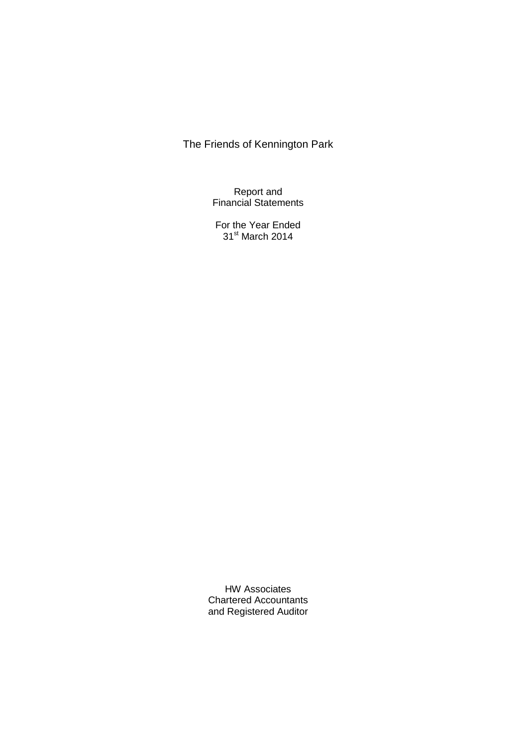# The Friends of Kennington Park

Report and
Financial Statements

For the Year Ended
31st March 2014

HW Associates
Chartered Accountants
and Registered Auditor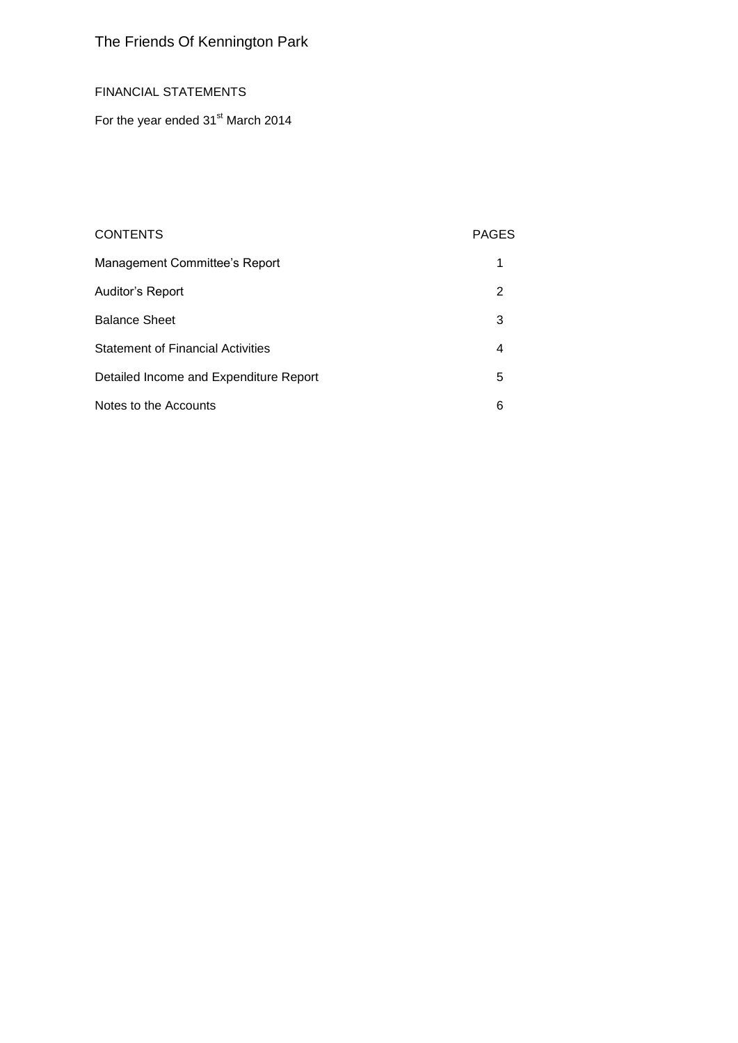# The Friends Of Kennington Park

FINANCIAL STATEMENTS

For the year ended 31st March 2014

| CONTENTS | PAGES |
|---|---|
| Management Committee's Report | 1 |
| Auditor's Report | 2 |
| Balance Sheet | 3 |
| Statement of Financial Activities | 4 |
| Detailed Income and Expenditure Report | 5 |
| Notes to the Accounts | 6 |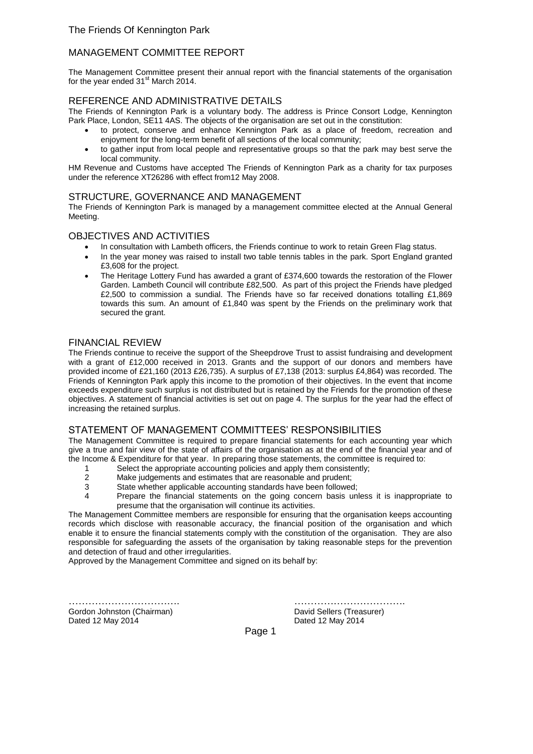# The Friends Of Kennington Park

## MANAGEMENT COMMITTEE REPORT

The Management Committee present their annual report with the financial statements of the organisation for the year ended 31st March 2014.

## REFERENCE AND ADMINISTRATIVE DETAILS

The Friends of Kennington Park is a voluntary body. The address is Prince Consort Lodge, Kennington Park Place, London, SE11 4AS. The objects of the organisation are set out in the constitution:

- to protect, conserve and enhance Kennington Park as a place of freedom, recreation and enjoyment for the long-term benefit of all sections of the local community;
- to gather input from local people and representative groups so that the park may best serve the local community.

HM Revenue and Customs have accepted The Friends of Kennington Park as a charity for tax purposes under the reference XT26286 with effect from12 May 2008.

## STRUCTURE, GOVERNANCE AND MANAGEMENT

The Friends of Kennington Park is managed by a management committee elected at the Annual General Meeting.

## OBJECTIVES AND ACTIVITIES

- In consultation with Lambeth officers, the Friends continue to work to retain Green Flag status.
- In the year money was raised to install two table tennis tables in the park. Sport England granted £3,608 for the project.
- The Heritage Lottery Fund has awarded a grant of £374,600 towards the restoration of the Flower Garden. Lambeth Council will contribute £82,500. As part of this project the Friends have pledged £2,500 to commission a sundial. The Friends have so far received donations totalling £1,869 towards this sum. An amount of £1,840 was spent by the Friends on the preliminary work that secured the grant.

## FINANCIAL REVIEW

The Friends continue to receive the support of the Sheepdrove Trust to assist fundraising and development with a grant of £12,000 received in 2013. Grants and the support of our donors and members have provided income of £21,160 (2013 £26,735). A surplus of £7,138 (2013: surplus £4,864) was recorded. The Friends of Kennington Park apply this income to the promotion of their objectives. In the event that income exceeds expenditure such surplus is not distributed but is retained by the Friends for the promotion of these objectives. A statement of financial activities is set out on page 4. The surplus for the year had the effect of increasing the retained surplus.

## STATEMENT OF MANAGEMENT COMMITTEES' RESPONSIBILITIES

The Management Committee is required to prepare financial statements for each accounting year which give a true and fair view of the state of affairs of the organisation as at the end of the financial year and of the Income & Expenditure for that year. In preparing those statements, the committee is required to:

1. Select the appropriate accounting policies and apply them consistently;
2. Make judgements and estimates that are reasonable and prudent;
3. State whether applicable accounting standards have been followed;
4. Prepare the financial statements on the going concern basis unless it is inappropriate to presume that the organisation will continue its activities.

The Management Committee members are responsible for ensuring that the organisation keeps accounting records which disclose with reasonable accuracy, the financial position of the organisation and which enable it to ensure the financial statements comply with the constitution of the organisation. They are also responsible for safeguarding the assets of the organisation by taking reasonable steps for the prevention and detection of fraud and other irregularities.

Approved by the Management Committee and signed on its behalf by:

……………………………
Gordon Johnston (Chairman)
Dated 12 May 2014

……………………………
David Sellers (Treasurer)
Dated 12 May 2014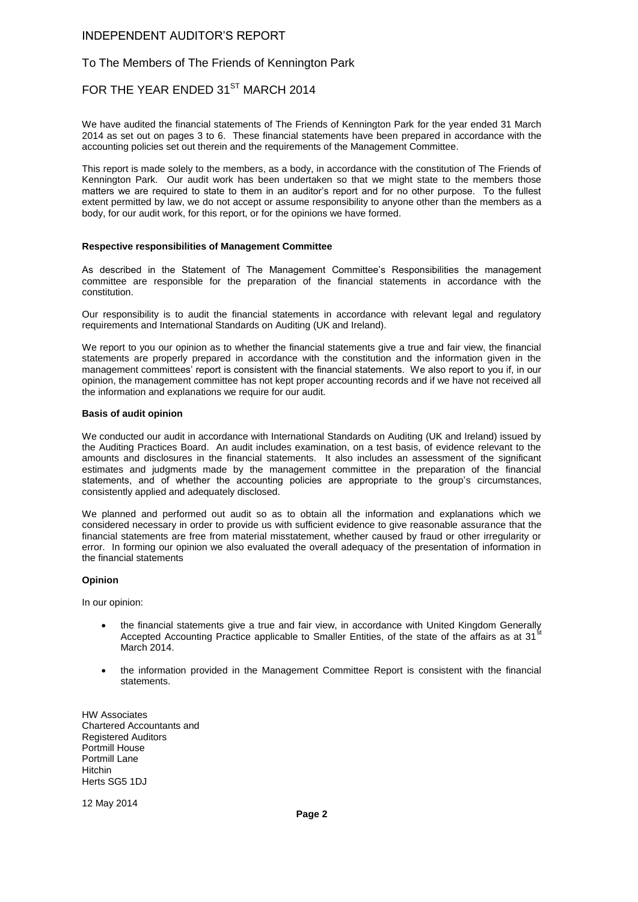# INDEPENDENT AUDITOR'S REPORT

## To The Members of The Friends of Kennington Park

## FOR THE YEAR ENDED 31ST MARCH 2014

We have audited the financial statements of The Friends of Kennington Park for the year ended 31 March 2014 as set out on pages 3 to 6. These financial statements have been prepared in accordance with the accounting policies set out therein and the requirements of the Management Committee.

This report is made solely to the members, as a body, in accordance with the constitution of The Friends of Kennington Park. Our audit work has been undertaken so that we might state to the members those matters we are required to state to them in an auditor's report and for no other purpose. To the fullest extent permitted by law, we do not accept or assume responsibility to anyone other than the members as a body, for our audit work, for this report, or for the opinions we have formed.

**Respective responsibilities of Management Committee**

As described in the Statement of The Management Committee's Responsibilities the management committee are responsible for the preparation of the financial statements in accordance with the constitution.

Our responsibility is to audit the financial statements in accordance with relevant legal and regulatory requirements and International Standards on Auditing (UK and Ireland).

We report to you our opinion as to whether the financial statements give a true and fair view, the financial statements are properly prepared in accordance with the constitution and the information given in the management committees' report is consistent with the financial statements. We also report to you if, in our opinion, the management committee has not kept proper accounting records and if we have not received all the information and explanations we require for our audit.

**Basis of audit opinion**

We conducted our audit in accordance with International Standards on Auditing (UK and Ireland) issued by the Auditing Practices Board. An audit includes examination, on a test basis, of evidence relevant to the amounts and disclosures in the financial statements. It also includes an assessment of the significant estimates and judgments made by the management committee in the preparation of the financial statements, and of whether the accounting policies are appropriate to the group's circumstances, consistently applied and adequately disclosed.

We planned and performed out audit so as to obtain all the information and explanations which we considered necessary in order to provide us with sufficient evidence to give reasonable assurance that the financial statements are free from material misstatement, whether caused by fraud or other irregularity or error. In forming our opinion we also evaluated the overall adequacy of the presentation of information in the financial statements

**Opinion**

In our opinion:

- the financial statements give a true and fair view, in accordance with United Kingdom Generally Accepted Accounting Practice applicable to Smaller Entities, of the state of the affairs as at 31st March 2014.
- the information provided in the Management Committee Report is consistent with the financial statements.

HW Associates
Chartered Accountants and
Registered Auditors
Portmill House
Portmill Lane
Hitchin
Herts SG5 1DJ

12 May 2014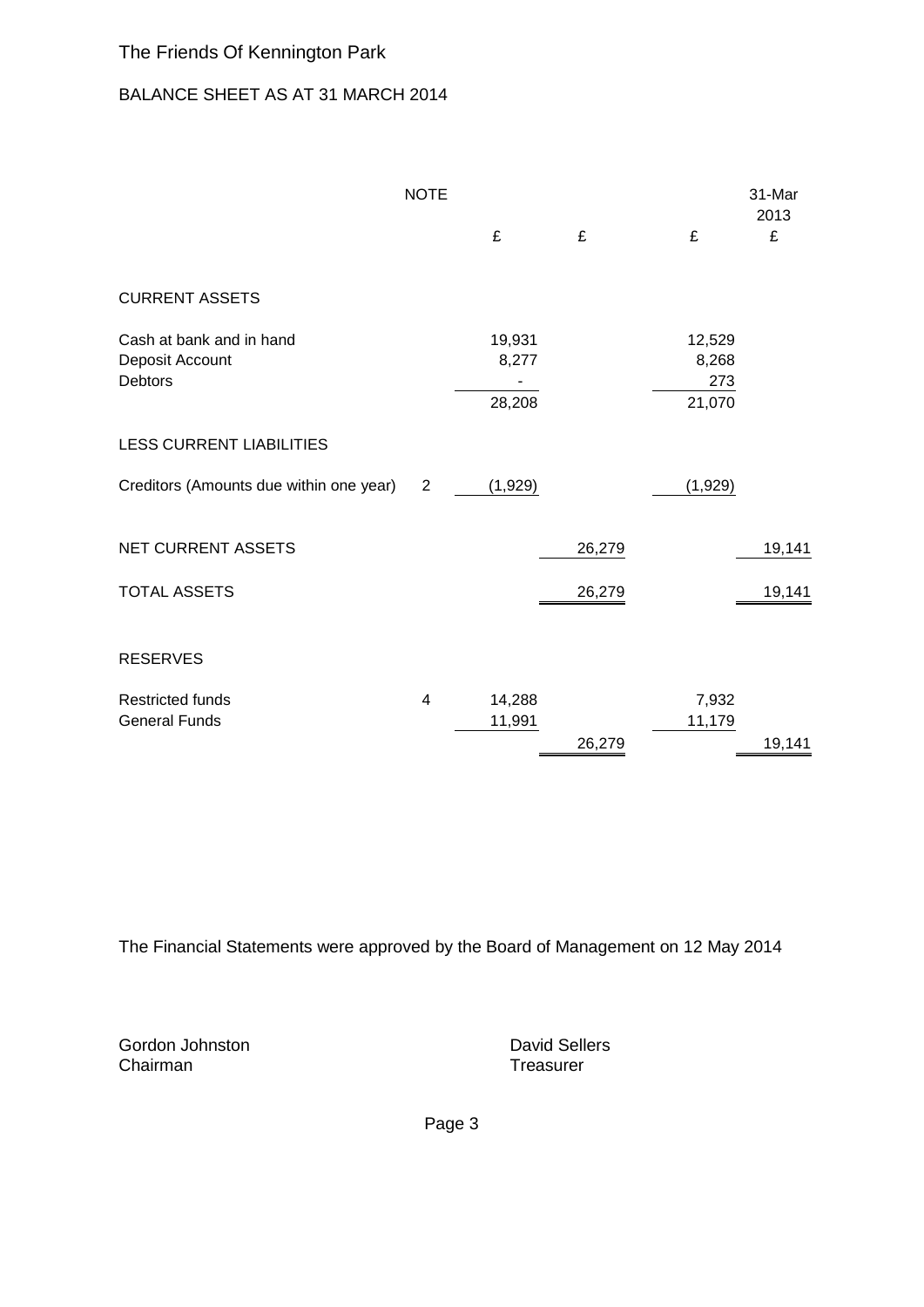# The Friends Of Kennington Park

## BALANCE SHEET AS AT 31 MARCH 2014

| | NOTE | £ | £ | £ | 31-Mar 2013 £ |
|---|---|---|---|---|---|
| **CURRENT ASSETS** | | | | | |
| Cash at bank and in hand | | 19,931 | | 12,529 | |
| Deposit Account | | 8,277 | | 8,268 | |
| Debtors | | - | | 273 | |
| | | 28,208 | | 21,070 | |
| **LESS CURRENT LIABILITIES** | | | | | |
| Creditors (Amounts due within one year) | 2 | (1,929) | | (1,929) | |
| NET CURRENT ASSETS | | | 26,279 | | 19,141 |
| TOTAL ASSETS | | | 26,279 | | 19,141 |
| **RESERVES** | | | | | |
| Restricted funds | 4 | 14,288 | | 7,932 | |
| General Funds | | 11,991 | | 11,179 | |
| | | | 26,279 | | 19,141 |

The Financial Statements were approved by the Board of Management on 12 May 2014

Gordon Johnston
Chairman

David Sellers
Treasurer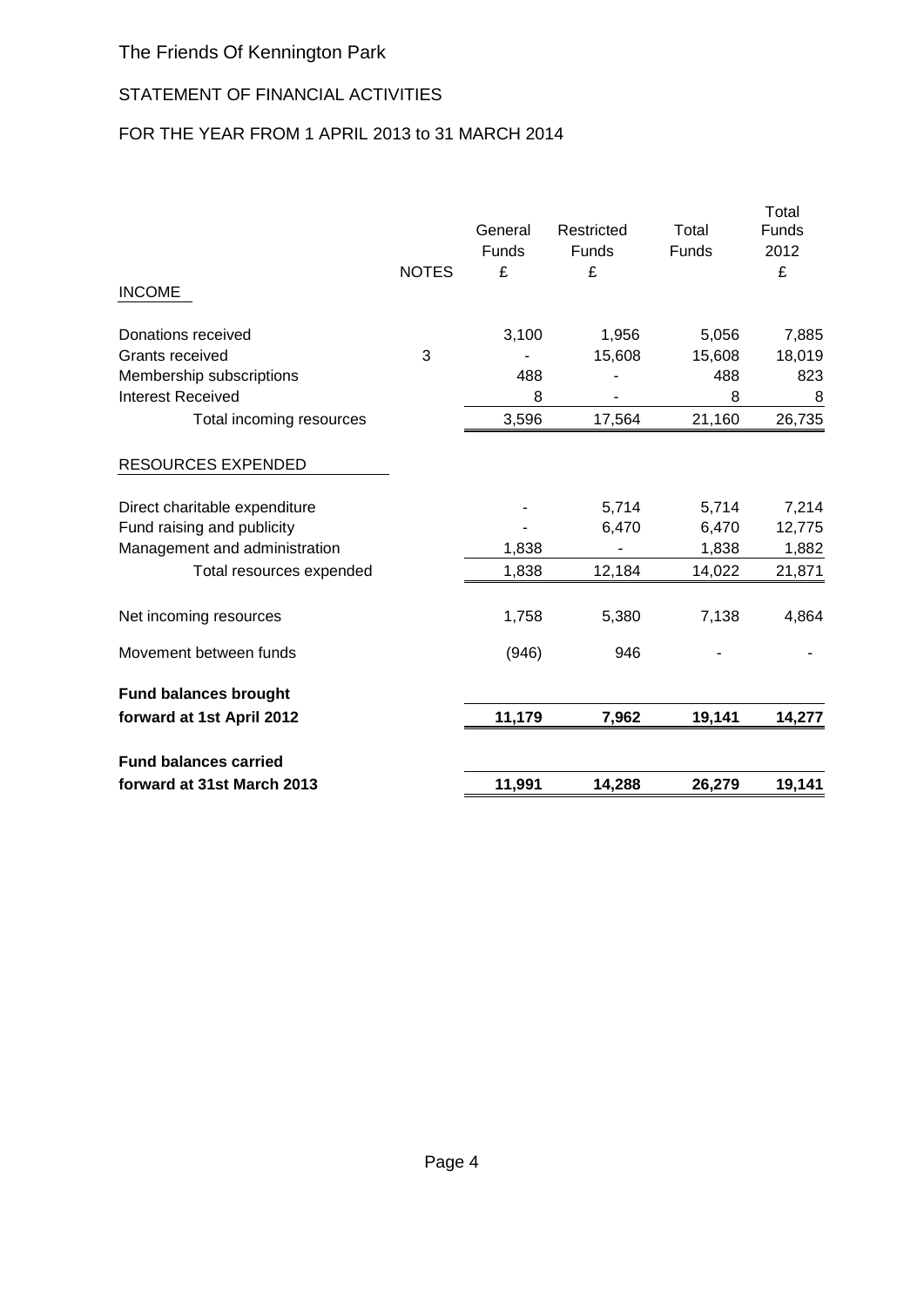# The Friends Of Kennington Park

## STATEMENT OF FINANCIAL ACTIVITIES

## FOR THE YEAR FROM 1 APRIL 2013 to 31 MARCH 2014

| | NOTES | General Funds £ | Restricted Funds £ | Total Funds | Total Funds 2012 £ |
|---|---|---|---|---|---|
| INCOME | | | | | |
| Donations received | | 3,100 | 1,956 | 5,056 | 7,885 |
| Grants received | 3 | - | 15,608 | 15,608 | 18,019 |
| Membership subscriptions | | 488 | - | 488 | 823 |
| Interest Received | | 8 | - | 8 | 8 |
| Total incoming resources | | 3,596 | 17,564 | 21,160 | 26,735 |
| RESOURCES EXPENDED | | | | | |
| Direct charitable expenditure | | - | 5,714 | 5,714 | 7,214 |
| Fund raising and publicity | | - | 6,470 | 6,470 | 12,775 |
| Management and administration | | 1,838 | - | 1,838 | 1,882 |
| Total resources expended | | 1,838 | 12,184 | 14,022 | 21,871 |
| Net incoming resources | | 1,758 | 5,380 | 7,138 | 4,864 |
| Movement between funds | | (946) | 946 | - | - |
| **Fund balances brought forward at 1st April 2012** | | **11,179** | **7,962** | **19,141** | **14,277** |
| **Fund balances carried forward at 31st March 2013** | | **11,991** | **14,288** | **26,279** | **19,141** |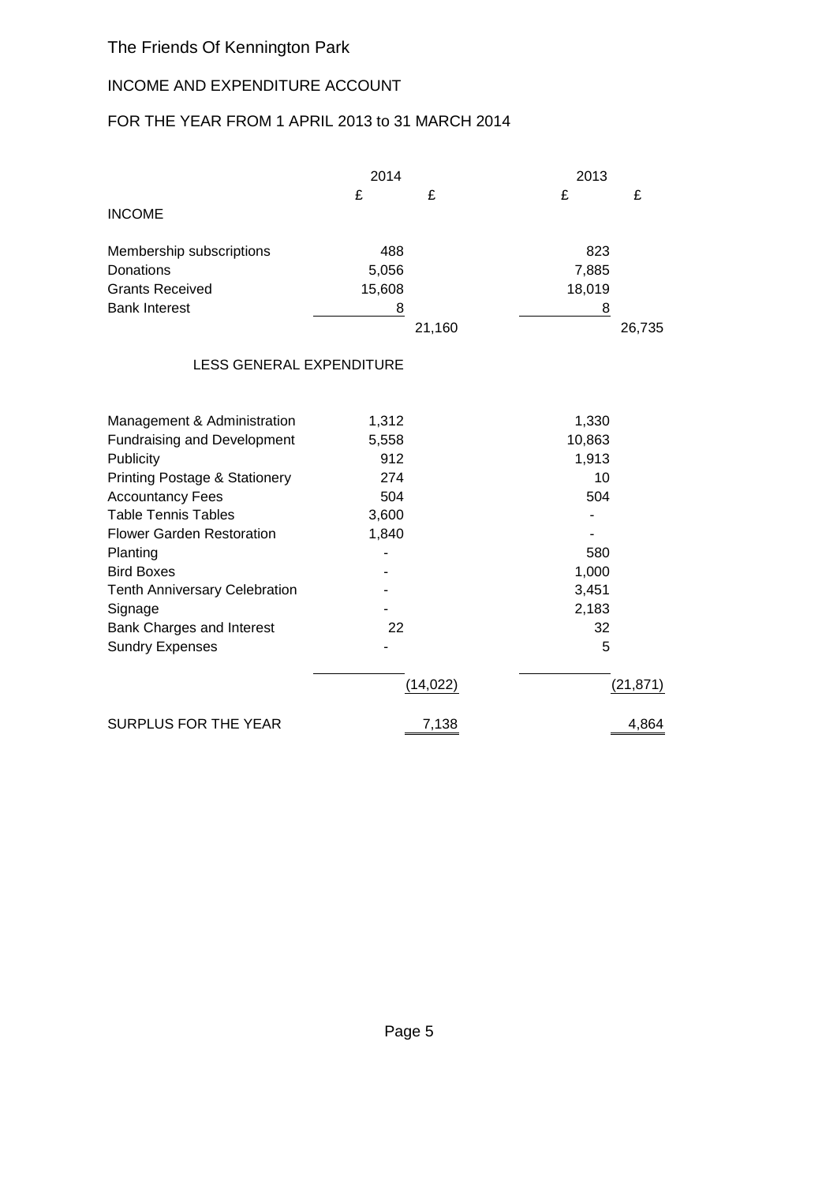# The Friends Of Kennington Park

## INCOME AND EXPENDITURE ACCOUNT

## FOR THE YEAR FROM 1 APRIL 2013 to 31 MARCH 2014

| | 2014 | | 2013 | |
|---|---|---|---|---|
| | £ | £ | £ | £ |
| **INCOME** | | | | |
| Membership subscriptions | 488 | | 823 | |
| Donations | 5,056 | | 7,885 | |
| Grants Received | 15,608 | | 18,019 | |
| Bank Interest | 8 | | 8 | |
| | | 21,160 | | 26,735 |
| **LESS GENERAL EXPENDITURE** | | | | |
| Management & Administration | 1,312 | | 1,330 | |
| Fundraising and Development | 5,558 | | 10,863 | |
| Publicity | 912 | | 1,913 | |
| Printing Postage & Stationery | 274 | | 10 | |
| Accountancy Fees | 504 | | 504 | |
| Table Tennis Tables | 3,600 | | - | |
| Flower Garden Restoration | 1,840 | | - | |
| Planting | - | | 580 | |
| Bird Boxes | - | | 1,000 | |
| Tenth Anniversary Celebration | - | | 3,451 | |
| Signage | - | | 2,183 | |
| Bank Charges and Interest | 22 | | 32 | |
| Sundry Expenses | - | | 5 | |
| | | (14,022) | | (21,871) |
| **SURPLUS FOR THE YEAR** | | 7,138 | | 4,864 |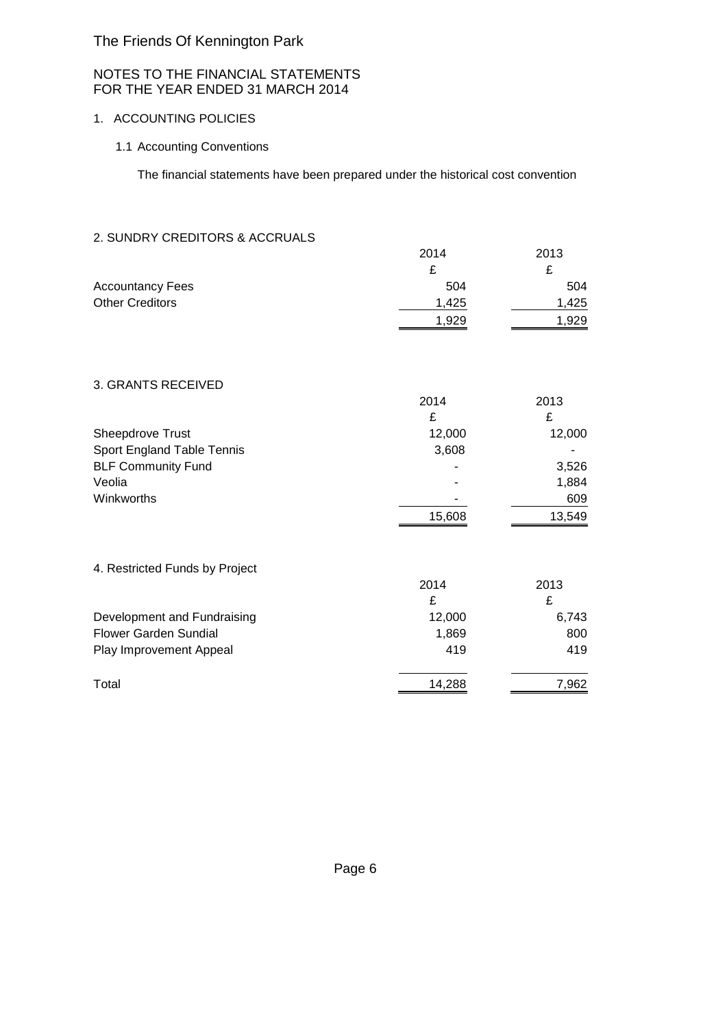# The Friends Of Kennington Park

## NOTES TO THE FINANCIAL STATEMENTS
## FOR THE YEAR ENDED 31 MARCH 2014

### 1. ACCOUNTING POLICIES

#### 1.1 Accounting Conventions

The financial statements have been prepared under the historical cost convention

### 2. SUNDRY CREDITORS & ACCRUALS

| | 2014 | 2013 |
|---|---|---|
| | £ | £ |
| Accountancy Fees | 504 | 504 |
| Other Creditors | 1,425 | 1,425 |
| | 1,929 | 1,929 |

### 3. GRANTS RECEIVED

| | 2014 | 2013 |
|---|---|---|
| | £ | £ |
| Sheepdrove Trust | 12,000 | 12,000 |
| Sport England Table Tennis | 3,608 | - |
| BLF Community Fund | - | 3,526 |
| Veolia | - | 1,884 |
| Winkworths | - | 609 |
| | 15,608 | 13,549 |

### 4. Restricted Funds by Project

| | 2014 | 2013 |
|---|---|---|
| | £ | £ |
| Development and Fundraising | 12,000 | 6,743 |
| Flower Garden Sundial | 1,869 | 800 |
| Play Improvement Appeal | 419 | 419 |
| Total | 14,288 | 7,962 |